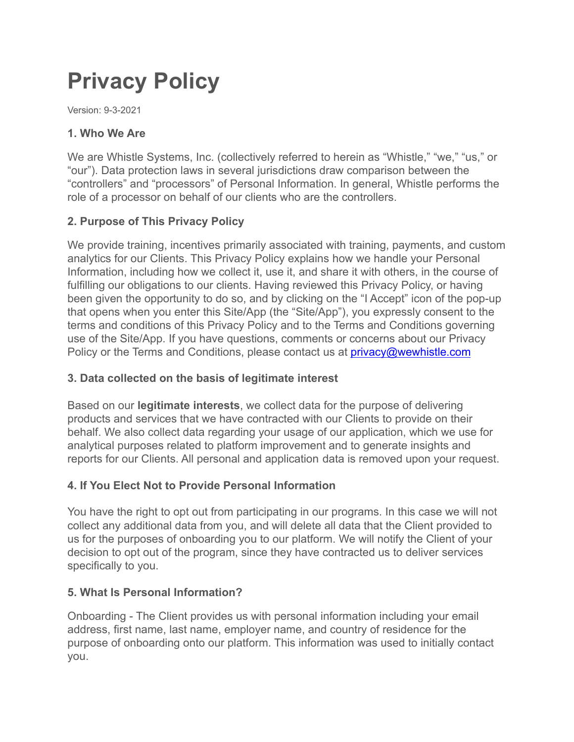# Privacy Policy

Version: 9-3-2021

### 1. Who We Are

We are Whistle Systems, Inc. (collectively referred to herein as "Whistle," "we," "us," or "our"). Data protection laws in several jurisdictions draw comparison between the "controllers" and "processors" of Personal Information. In general, Whistle performs the role of a processor on behalf of our clients who are the controllers.

### 2. Purpose of This Privacy Policy

We provide training, incentives primarily associated with training, payments, and custom analytics for our Clients. This Privacy Policy explains how we handle your Personal Information, including how we collect it, use it, and share it with others, in the course of fulfilling our obligations to our clients. Having reviewed this Privacy Policy, or having been given the opportunity to do so, and by clicking on the "I Accept" icon of the pop-up that opens when you enter this Site/App (the "Site/App"), you expressly consent to the terms and conditions of this Privacy Policy and to the Terms and Conditions governing use of the Site/App. If you have questions, comments or concerns about our Privacy Policy or the Terms and Conditions, please contact us at privacy@wewhistle.com

### 3. Data collected on the basis of legitimate interest

Based on our **legitimate interests**, we collect data for the purpose of delivering products and services that we have contracted with our Clients to provide on their behalf. We also collect data regarding your usage of our application, which we use for analytical purposes related to platform improvement and to generate insights and reports for our Clients. All personal and application data is removed upon your request.

### 4. If You Elect Not to Provide Personal Information

You have the right to opt out from participating in our programs. In this case we will not collect any additional data from you, and will delete all data that the Client provided to us for the purposes of onboarding you to our platform. We will notify the Client of your decision to opt out of the program, since they have contracted us to deliver services specifically to you.

### 5. What Is Personal Information?

Onboarding - The Client provides us with personal information including your email address, first name, last name, employer name, and country of residence for the purpose of onboarding onto our platform. This information was used to initially contact you.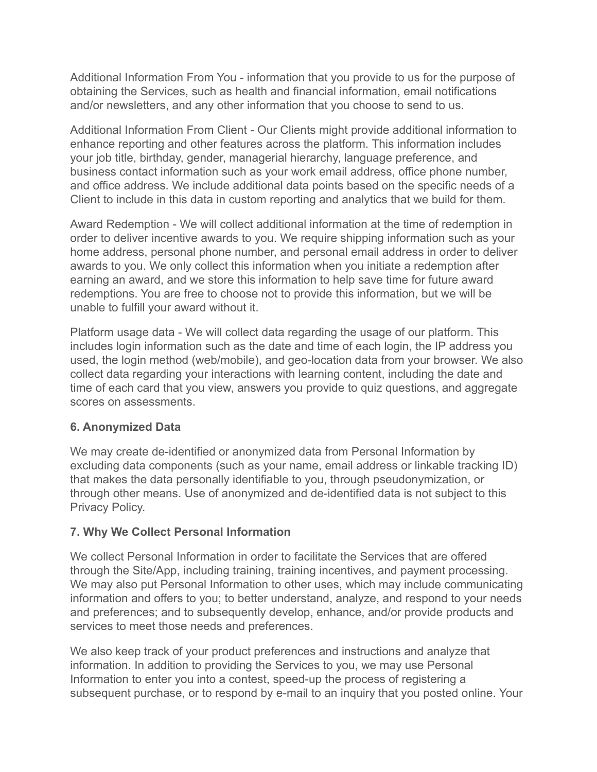Additional Information From You - information that you provide to us for the purpose of obtaining the Services, such as health and financial information, email notifications and/or newsletters, and any other information that you choose to send to us.

Additional Information From Client - Our Clients might provide additional information to enhance reporting and other features across the platform. This information includes your job title, birthday, gender, managerial hierarchy, language preference, and business contact information such as your work email address, office phone number, and office address. We include additional data points based on the specific needs of a Client to include in this data in custom reporting and analytics that we build for them.

Award Redemption - We will collect additional information at the time of redemption in order to deliver incentive awards to you. We require shipping information such as your home address, personal phone number, and personal email address in order to deliver awards to you. We only collect this information when you initiate a redemption after earning an award, and we store this information to help save time for future award redemptions. You are free to choose not to provide this information, but we will be unable to fulfill your award without it.

Platform usage data - We will collect data regarding the usage of our platform. This includes login information such as the date and time of each login, the IP address you used, the login method (web/mobile), and geo-location data from your browser. We also collect data regarding your interactions with learning content, including the date and time of each card that you view, answers you provide to quiz questions, and aggregate scores on assessments.

**6. Anonymized Data**

We may create de-identified or anonymized data from Personal Information by excluding data components (such as your name, email address or linkable tracking ID) that makes the data personally identifiable to you, through pseudonymization, or through other means. Use of anonymized and de-identified data is not subject to this Privacy Policy.

**7. Why We Collect Personal Information**

We collect Personal Information in order to facilitate the Services that are offered through the Site/App, including training, training incentives, and payment processing. We may also put Personal Information to other uses, which may include communicating information and offers to you; to better understand, analyze, and respond to your needs and preferences; and to subsequently develop, enhance, and/or provide products and services to meet those needs and preferences.

We also keep track of your product preferences and instructions and analyze that information. In addition to providing the Services to you, we may use Personal Information to enter you into a contest, speed-up the process of registering a subsequent purchase, or to respond by e-mail to an inquiry that you posted online. Your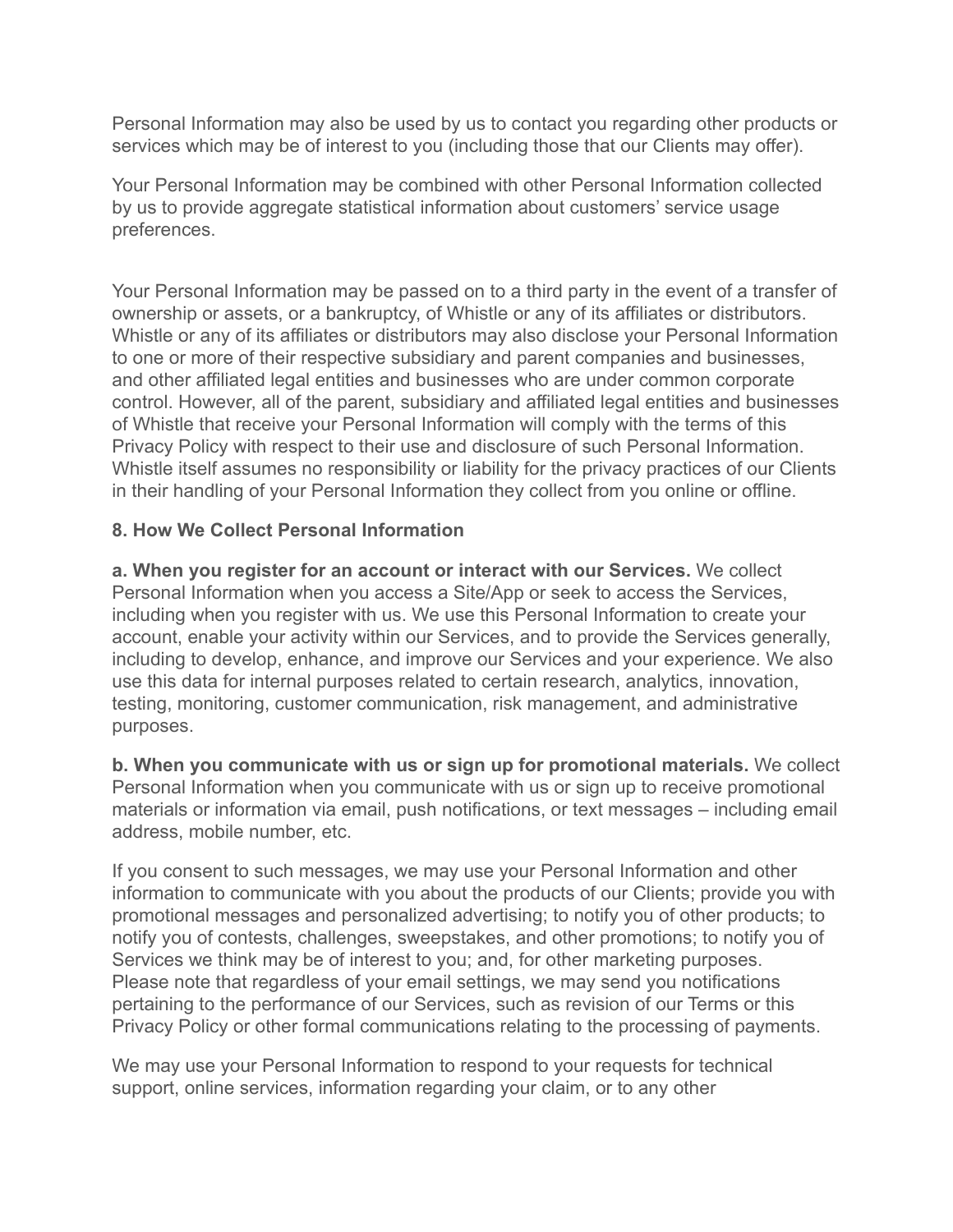Personal Information may also be used by us to contact you regarding other products or services which may be of interest to you (including those that our Clients may offer).

Your Personal Information may be combined with other Personal Information collected by us to provide aggregate statistical information about customers' service usage preferences.

Your Personal Information may be passed on to a third party in the event of a transfer of ownership or assets, or a bankruptcy, of Whistle or any of its affiliates or distributors. Whistle or any of its affiliates or distributors may also disclose your Personal Information to one or more of their respective subsidiary and parent companies and businesses, and other affiliated legal entities and businesses who are under common corporate control. However, all of the parent, subsidiary and affiliated legal entities and businesses of Whistle that receive your Personal Information will comply with the terms of this Privacy Policy with respect to their use and disclosure of such Personal Information. Whistle itself assumes no responsibility or liability for the privacy practices of our Clients in their handling of your Personal Information they collect from you online or offline.

### 8. How We Collect Personal Information

**a. When you register for an account or interact with our Services.** We collect Personal Information when you access a Site/App or seek to access the Services, including when you register with us. We use this Personal Information to create your account, enable your activity within our Services, and to provide the Services generally, including to develop, enhance, and improve our Services and your experience. We also use this data for internal purposes related to certain research, analytics, innovation, testing, monitoring, customer communication, risk management, and administrative purposes.

**b. When you communicate with us or sign up for promotional materials.** We collect Personal Information when you communicate with us or sign up to receive promotional materials or information via email, push notifications, or text messages – including email address, mobile number, etc.

If you consent to such messages, we may use your Personal Information and other information to communicate with you about the products of our Clients; provide you with promotional messages and personalized advertising; to notify you of other products; to notify you of contests, challenges, sweepstakes, and other promotions; to notify you of Services we think may be of interest to you; and, for other marketing purposes. Please note that regardless of your email settings, we may send you notifications pertaining to the performance of our Services, such as revision of our Terms or this Privacy Policy or other formal communications relating to the processing of payments.

We may use your Personal Information to respond to your requests for technical support, online services, information regarding your claim, or to any other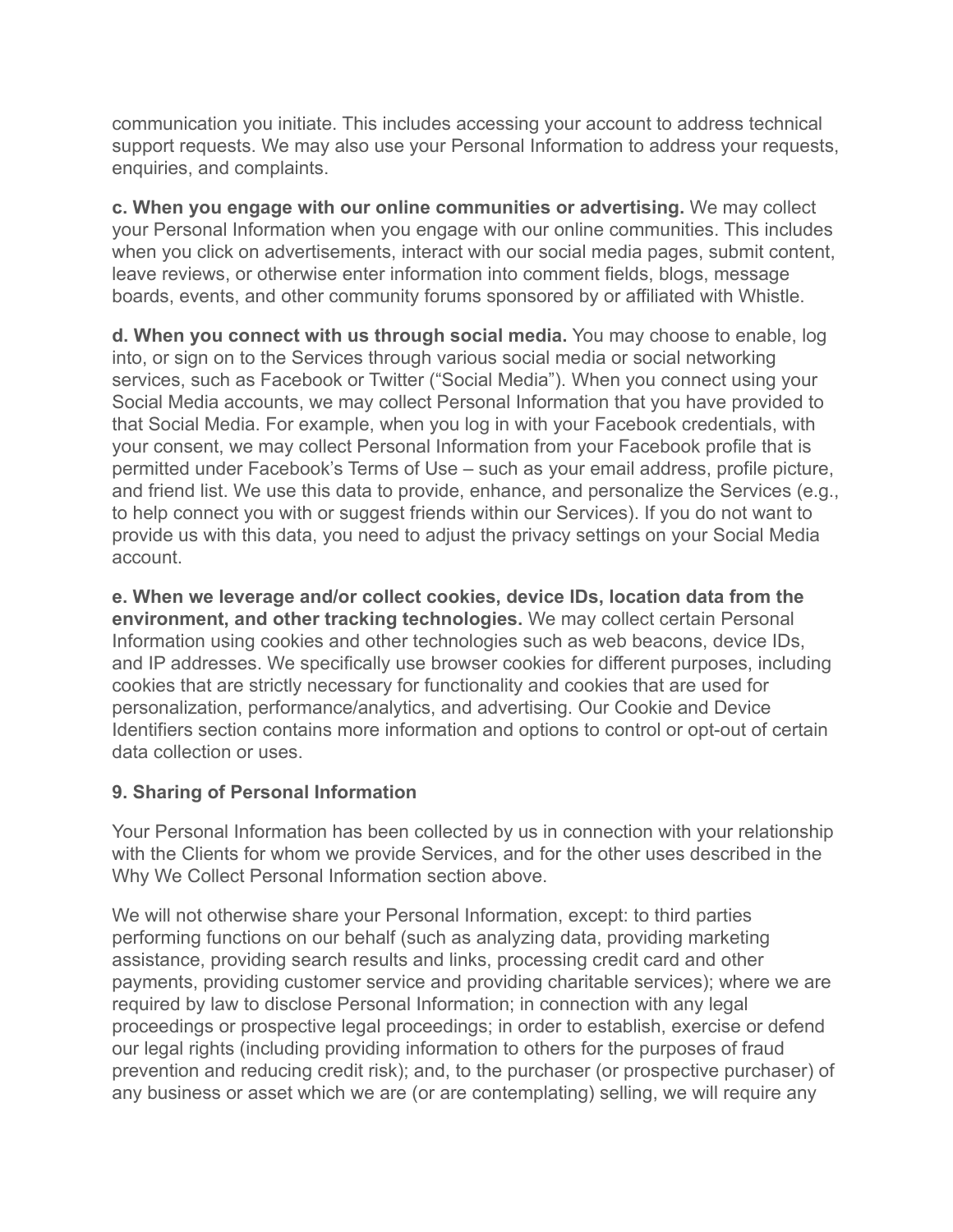communication you initiate. This includes accessing your account to address technical support requests. We may also use your Personal Information to address your requests, enquiries, and complaints.

**c. When you engage with our online communities or advertising.** We may collect your Personal Information when you engage with our online communities. This includes when you click on advertisements, interact with our social media pages, submit content, leave reviews, or otherwise enter information into comment fields, blogs, message boards, events, and other community forums sponsored by or affiliated with Whistle.

**d. When you connect with us through social media.** You may choose to enable, log into, or sign on to the Services through various social media or social networking services, such as Facebook or Twitter ("Social Media"). When you connect using your Social Media accounts, we may collect Personal Information that you have provided to that Social Media. For example, when you log in with your Facebook credentials, with your consent, we may collect Personal Information from your Facebook profile that is permitted under Facebook's Terms of Use – such as your email address, profile picture, and friend list. We use this data to provide, enhance, and personalize the Services (e.g., to help connect you with or suggest friends within our Services). If you do not want to provide us with this data, you need to adjust the privacy settings on your Social Media account.

**e. When we leverage and/or collect cookies, device IDs, location data from the environment, and other tracking technologies.** We may collect certain Personal Information using cookies and other technologies such as web beacons, device IDs, and IP addresses. We specifically use browser cookies for different purposes, including cookies that are strictly necessary for functionality and cookies that are used for personalization, performance/analytics, and advertising. Our Cookie and Device Identifiers section contains more information and options to control or opt-out of certain data collection or uses.

### 9. Sharing of Personal Information

Your Personal Information has been collected by us in connection with your relationship with the Clients for whom we provide Services, and for the other uses described in the Why We Collect Personal Information section above.

We will not otherwise share your Personal Information, except: to third parties performing functions on our behalf (such as analyzing data, providing marketing assistance, providing search results and links, processing credit card and other payments, providing customer service and providing charitable services); where we are required by law to disclose Personal Information; in connection with any legal proceedings or prospective legal proceedings; in order to establish, exercise or defend our legal rights (including providing information to others for the purposes of fraud prevention and reducing credit risk); and, to the purchaser (or prospective purchaser) of any business or asset which we are (or are contemplating) selling, we will require any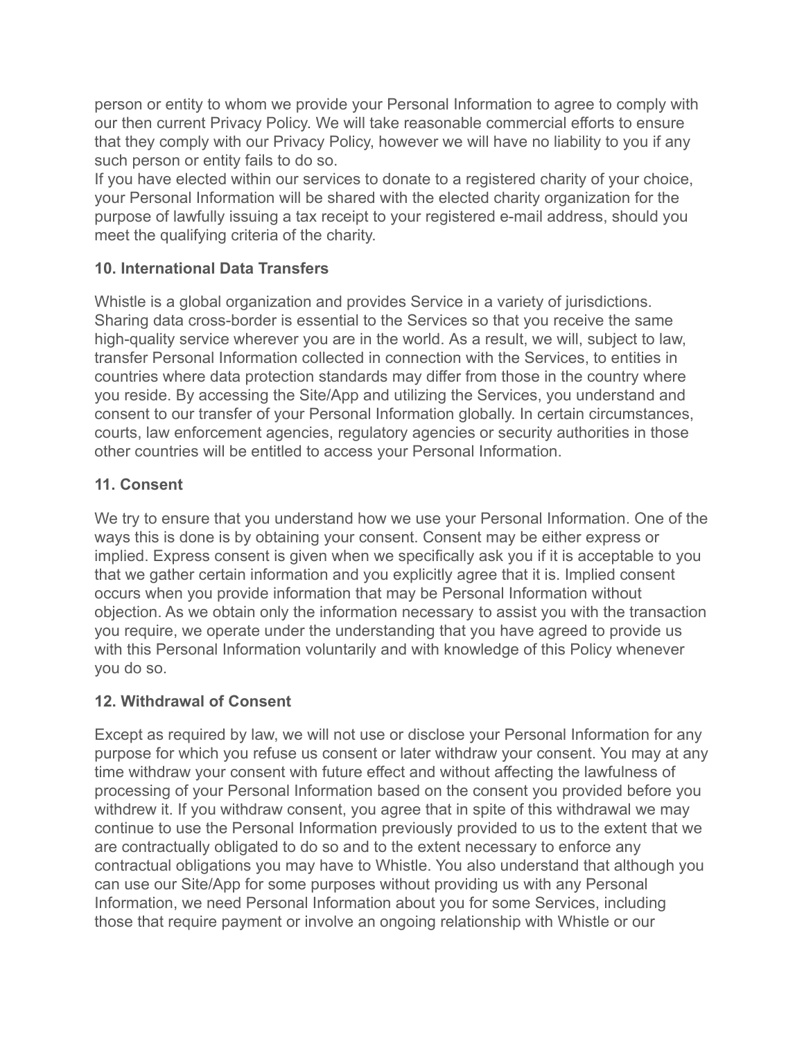person or entity to whom we provide your Personal Information to agree to comply with our then current Privacy Policy. We will take reasonable commercial efforts to ensure that they comply with our Privacy Policy, however we will have no liability to you if any such person or entity fails to do so.

If you have elected within our services to donate to a registered charity of your choice, your Personal Information will be shared with the elected charity organization for the purpose of lawfully issuing a tax receipt to your registered e-mail address, should you meet the qualifying criteria of the charity.

**10. International Data Transfers**

Whistle is a global organization and provides Service in a variety of jurisdictions. Sharing data cross-border is essential to the Services so that you receive the same high-quality service wherever you are in the world. As a result, we will, subject to law, transfer Personal Information collected in connection with the Services, to entities in countries where data protection standards may differ from those in the country where you reside. By accessing the Site/App and utilizing the Services, you understand and consent to our transfer of your Personal Information globally. In certain circumstances, courts, law enforcement agencies, regulatory agencies or security authorities in those other countries will be entitled to access your Personal Information.

**11. Consent**

We try to ensure that you understand how we use your Personal Information. One of the ways this is done is by obtaining your consent. Consent may be either express or implied. Express consent is given when we specifically ask you if it is acceptable to you that we gather certain information and you explicitly agree that it is. Implied consent occurs when you provide information that may be Personal Information without objection. As we obtain only the information necessary to assist you with the transaction you require, we operate under the understanding that you have agreed to provide us with this Personal Information voluntarily and with knowledge of this Policy whenever you do so.

**12. Withdrawal of Consent**

Except as required by law, we will not use or disclose your Personal Information for any purpose for which you refuse us consent or later withdraw your consent. You may at any time withdraw your consent with future effect and without affecting the lawfulness of processing of your Personal Information based on the consent you provided before you withdrew it. If you withdraw consent, you agree that in spite of this withdrawal we may continue to use the Personal Information previously provided to us to the extent that we are contractually obligated to do so and to the extent necessary to enforce any contractual obligations you may have to Whistle. You also understand that although you can use our Site/App for some purposes without providing us with any Personal Information, we need Personal Information about you for some Services, including those that require payment or involve an ongoing relationship with Whistle or our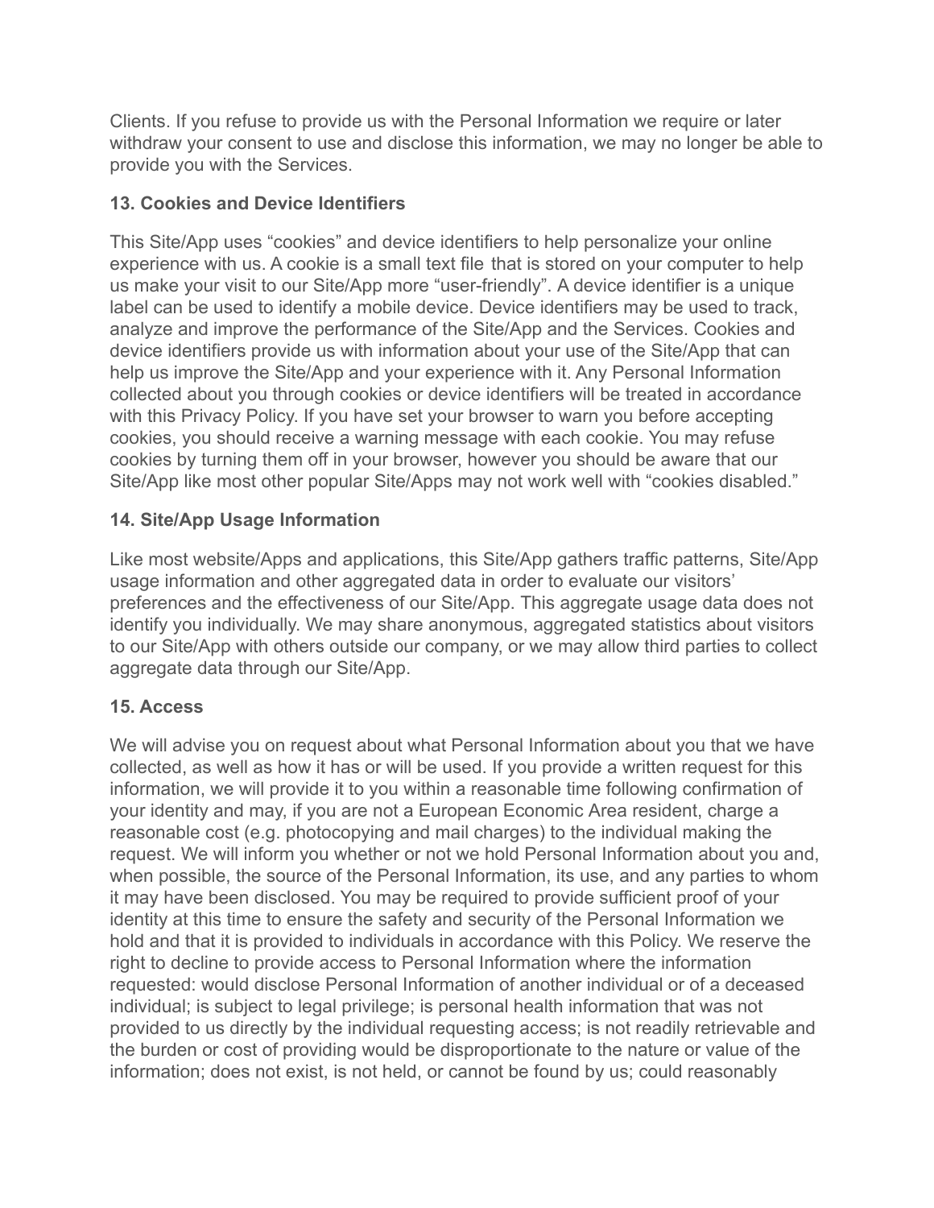Clients. If you refuse to provide us with the Personal Information we require or later withdraw your consent to use and disclose this information, we may no longer be able to provide you with the Services.

### 13. Cookies and Device Identifiers

This Site/App uses “cookies” and device identifiers to help personalize your online experience with us. A cookie is a small text file that is stored on your computer to help us make your visit to our Site/App more “user-friendly”. A device identifier is a unique label can be used to identify a mobile device. Device identifiers may be used to track, analyze and improve the performance of the Site/App and the Services. Cookies and device identifiers provide us with information about your use of the Site/App that can help us improve the Site/App and your experience with it. Any Personal Information collected about you through cookies or device identifiers will be treated in accordance with this Privacy Policy. If you have set your browser to warn you before accepting cookies, you should receive a warning message with each cookie. You may refuse cookies by turning them off in your browser, however you should be aware that our Site/App like most other popular Site/Apps may not work well with “cookies disabled.”

### 14. Site/App Usage Information

Like most website/Apps and applications, this Site/App gathers traffic patterns, Site/App usage information and other aggregated data in order to evaluate our visitors' preferences and the effectiveness of our Site/App. This aggregate usage data does not identify you individually. We may share anonymous, aggregated statistics about visitors to our Site/App with others outside our company, or we may allow third parties to collect aggregate data through our Site/App.

### 15. Access

We will advise you on request about what Personal Information about you that we have collected, as well as how it has or will be used. If you provide a written request for this information, we will provide it to you within a reasonable time following confirmation of your identity and may, if you are not a European Economic Area resident, charge a reasonable cost (e.g. photocopying and mail charges) to the individual making the request. We will inform you whether or not we hold Personal Information about you and, when possible, the source of the Personal Information, its use, and any parties to whom it may have been disclosed. You may be required to provide sufficient proof of your identity at this time to ensure the safety and security of the Personal Information we hold and that it is provided to individuals in accordance with this Policy. We reserve the right to decline to provide access to Personal Information where the information requested: would disclose Personal Information of another individual or of a deceased individual; is subject to legal privilege; is personal health information that was not provided to us directly by the individual requesting access; is not readily retrievable and the burden or cost of providing would be disproportionate to the nature or value of the information; does not exist, is not held, or cannot be found by us; could reasonably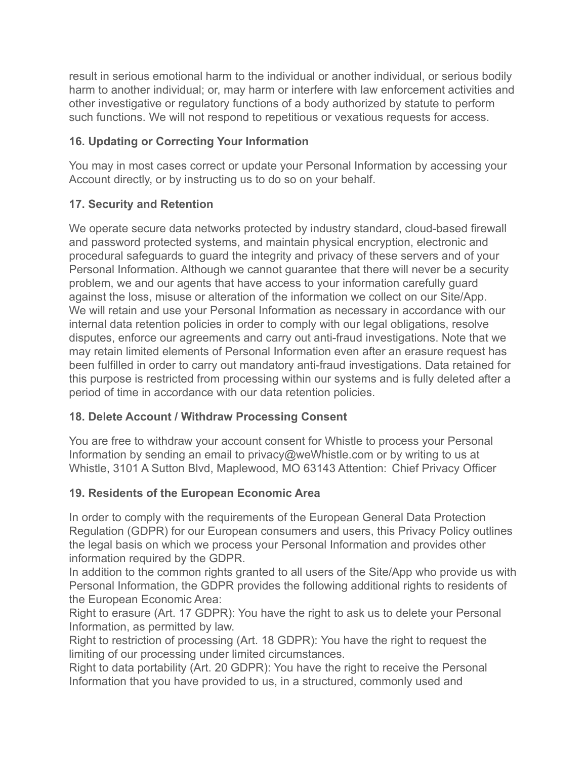result in serious emotional harm to the individual or another individual, or serious bodily harm to another individual; or, may harm or interfere with law enforcement activities and other investigative or regulatory functions of a body authorized by statute to perform such functions. We will not respond to repetitious or vexatious requests for access.

**16. Updating or Correcting Your Information**

You may in most cases correct or update your Personal Information by accessing your Account directly, or by instructing us to do so on your behalf.

**17. Security and Retention**

We operate secure data networks protected by industry standard, cloud-based firewall and password protected systems, and maintain physical encryption, electronic and procedural safeguards to guard the integrity and privacy of these servers and of your Personal Information. Although we cannot guarantee that there will never be a security problem, we and our agents that have access to your information carefully guard against the loss, misuse or alteration of the information we collect on our Site/App.
We will retain and use your Personal Information as necessary in accordance with our internal data retention policies in order to comply with our legal obligations, resolve disputes, enforce our agreements and carry out anti-fraud investigations. Note that we may retain limited elements of Personal Information even after an erasure request has been fulfilled in order to carry out mandatory anti-fraud investigations. Data retained for this purpose is restricted from processing within our systems and is fully deleted after a period of time in accordance with our data retention policies.

**18. Delete Account / Withdraw Processing Consent**

You are free to withdraw your account consent for Whistle to process your Personal Information by sending an email to privacy@weWhistle.com or by writing to us at Whistle, 3101 A Sutton Blvd, Maplewood, MO 63143 Attention: Chief Privacy Officer

**19. Residents of the European Economic Area**

In order to comply with the requirements of the European General Data Protection Regulation (GDPR) for our European consumers and users, this Privacy Policy outlines the legal basis on which we process your Personal Information and provides other information required by the GDPR.
In addition to the common rights granted to all users of the Site/App who provide us with Personal Information, the GDPR provides the following additional rights to residents of the European Economic Area:
Right to erasure (Art. 17 GDPR): You have the right to ask us to delete your Personal Information, as permitted by law.
Right to restriction of processing (Art. 18 GDPR): You have the right to request the limiting of our processing under limited circumstances.
Right to data portability (Art. 20 GDPR): You have the right to receive the Personal Information that you have provided to us, in a structured, commonly used and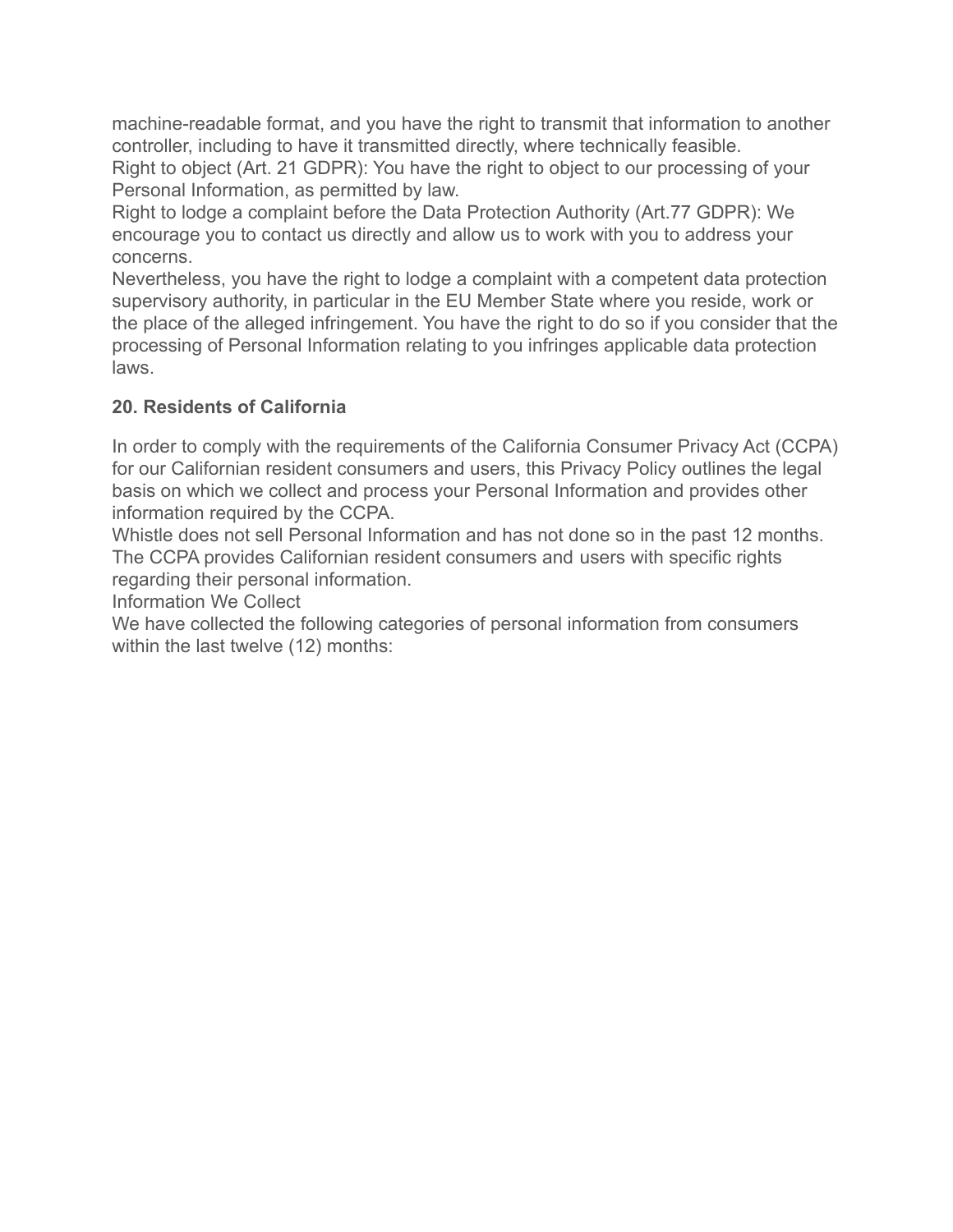machine-readable format, and you have the right to transmit that information to another controller, including to have it transmitted directly, where technically feasible.

Right to object (Art. 21 GDPR): You have the right to object to our processing of your Personal Information, as permitted by law.

Right to lodge a complaint before the Data Protection Authority (Art.77 GDPR): We encourage you to contact us directly and allow us to work with you to address your concerns.

Nevertheless, you have the right to lodge a complaint with a competent data protection supervisory authority, in particular in the EU Member State where you reside, work or the place of the alleged infringement. You have the right to do so if you consider that the processing of Personal Information relating to you infringes applicable data protection laws.

**20. Residents of California**

In order to comply with the requirements of the California Consumer Privacy Act (CCPA) for our Californian resident consumers and users, this Privacy Policy outlines the legal basis on which we collect and process your Personal Information and provides other information required by the CCPA.

Whistle does not sell Personal Information and has not done so in the past 12 months.

The CCPA provides Californian resident consumers and users with specific rights regarding their personal information.

Information We Collect

We have collected the following categories of personal information from consumers within the last twelve (12) months: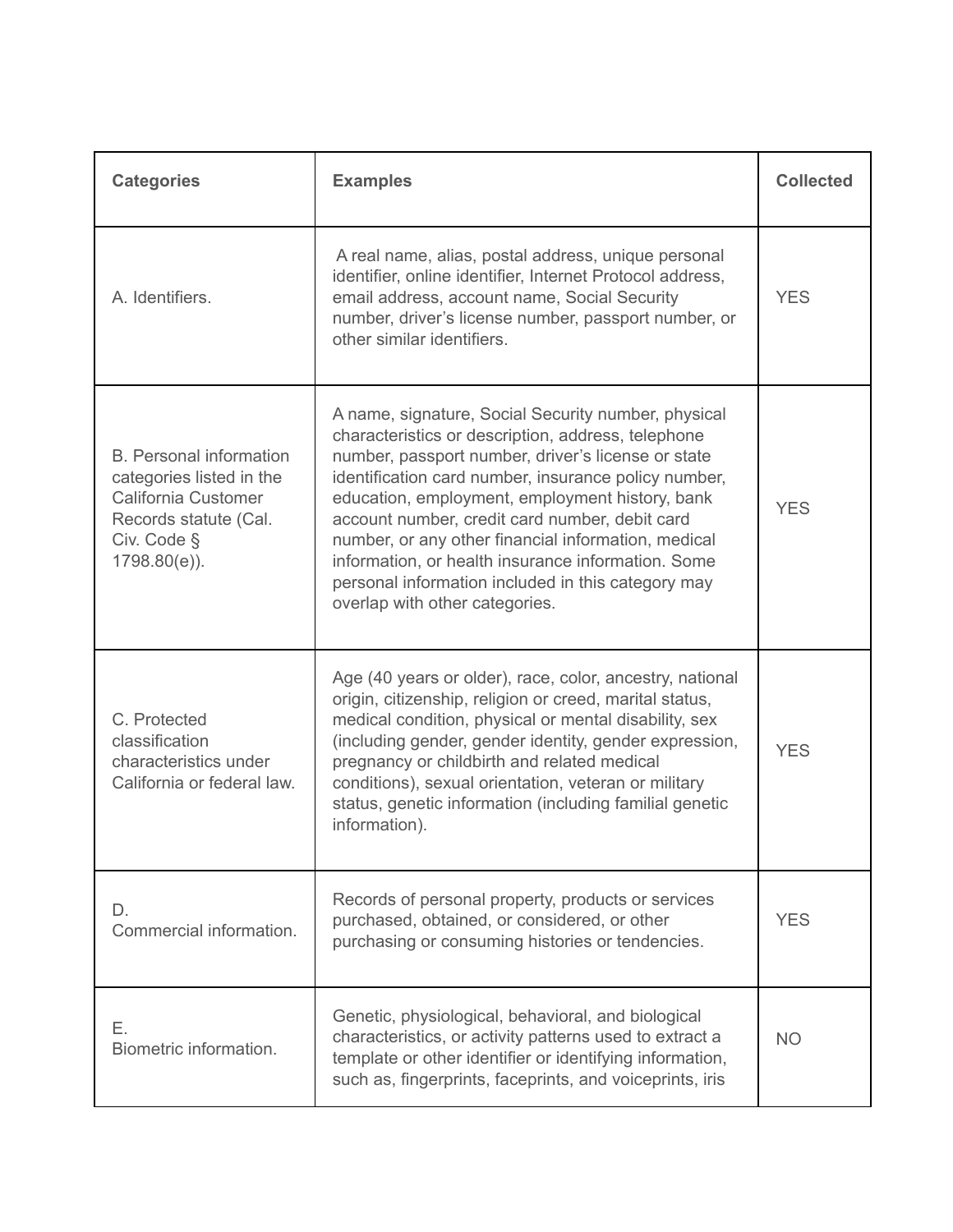| Categories | Examples | Collected |
|---|---|---|
| A. Identifiers. | A real name, alias, postal address, unique personal identifier, online identifier, Internet Protocol address, email address, account name, Social Security number, driver's license number, passport number, or other similar identifiers. | YES |
| B. Personal information categories listed in the California Customer Records statute (Cal. Civ. Code § 1798.80(e)). | A name, signature, Social Security number, physical characteristics or description, address, telephone number, passport number, driver's license or state identification card number, insurance policy number, education, employment, employment history, bank account number, credit card number, debit card number, or any other financial information, medical information, or health insurance information. Some personal information included in this category may overlap with other categories. | YES |
| C. Protected classification characteristics under California or federal law. | Age (40 years or older), race, color, ancestry, national origin, citizenship, religion or creed, marital status, medical condition, physical or mental disability, sex (including gender, gender identity, gender expression, pregnancy or childbirth and related medical conditions), sexual orientation, veteran or military status, genetic information (including familial genetic information). | YES |
| D. Commercial information. | Records of personal property, products or services purchased, obtained, or considered, or other purchasing or consuming histories or tendencies. | YES |
| E. Biometric information. | Genetic, physiological, behavioral, and biological characteristics, or activity patterns used to extract a template or other identifier or identifying information, such as, fingerprints, faceprints, and voiceprints, iris | NO |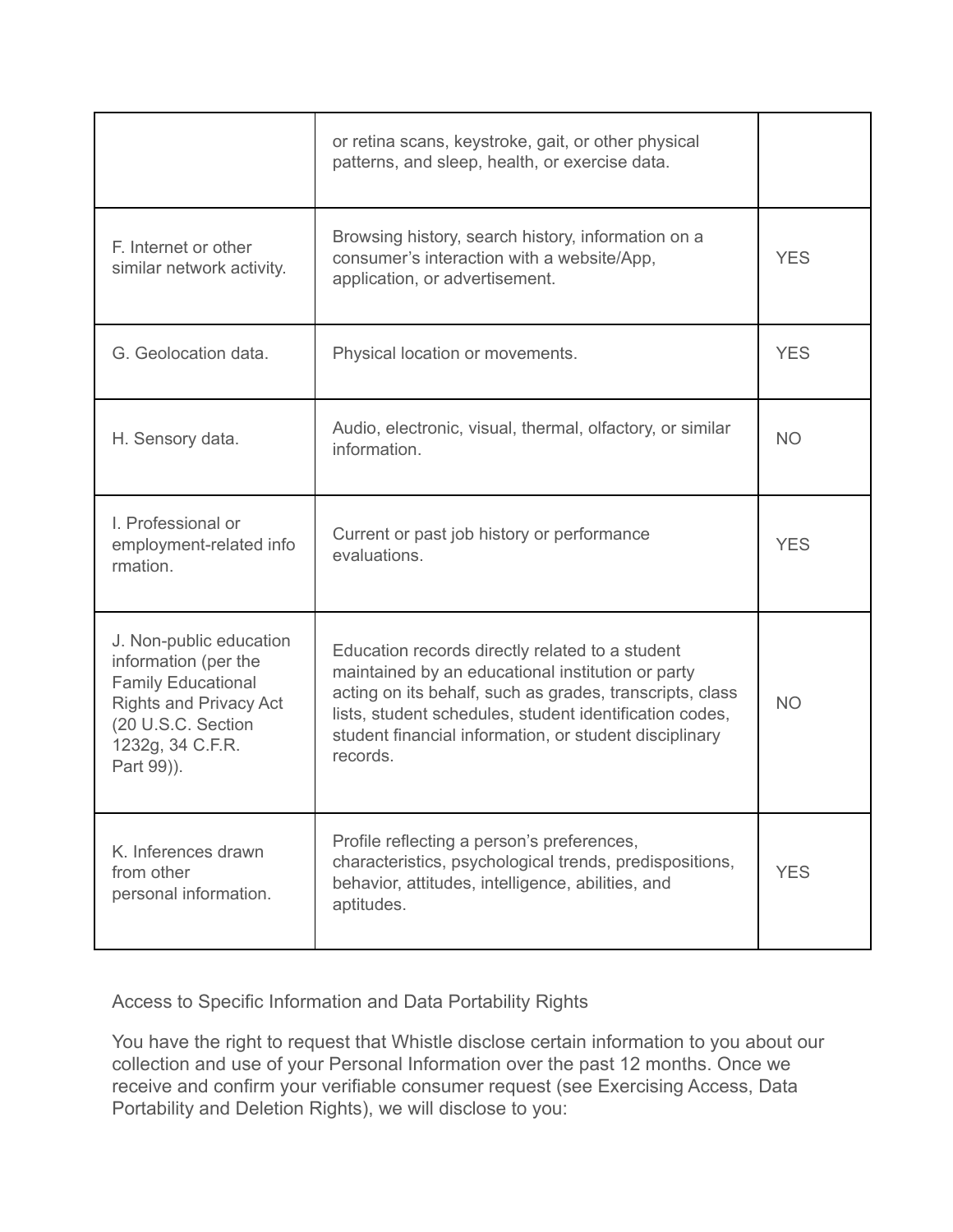| | | |
|---|---|---|
| | or retina scans, keystroke, gait, or other physical patterns, and sleep, health, or exercise data. | |
| F. Internet or other similar network activity. | Browsing history, search history, information on a consumer's interaction with a website/App, application, or advertisement. | YES |
| G. Geolocation data. | Physical location or movements. | YES |
| H. Sensory data. | Audio, electronic, visual, thermal, olfactory, or similar information. | NO |
| I. Professional or employment-related information. | Current or past job history or performance evaluations. | YES |
| J. Non-public education information (per the Family Educational Rights and Privacy Act (20 U.S.C. Section 1232g, 34 C.F.R. Part 99)). | Education records directly related to a student maintained by an educational institution or party acting on its behalf, such as grades, transcripts, class lists, student schedules, student identification codes, student financial information, or student disciplinary records. | NO |
| K. Inferences drawn from other personal information. | Profile reflecting a person's preferences, characteristics, psychological trends, predispositions, behavior, attitudes, intelligence, abilities, and aptitudes. | YES |

Access to Specific Information and Data Portability Rights

You have the right to request that Whistle disclose certain information to you about our collection and use of your Personal Information over the past 12 months. Once we receive and confirm your verifiable consumer request (see Exercising Access, Data Portability and Deletion Rights), we will disclose to you: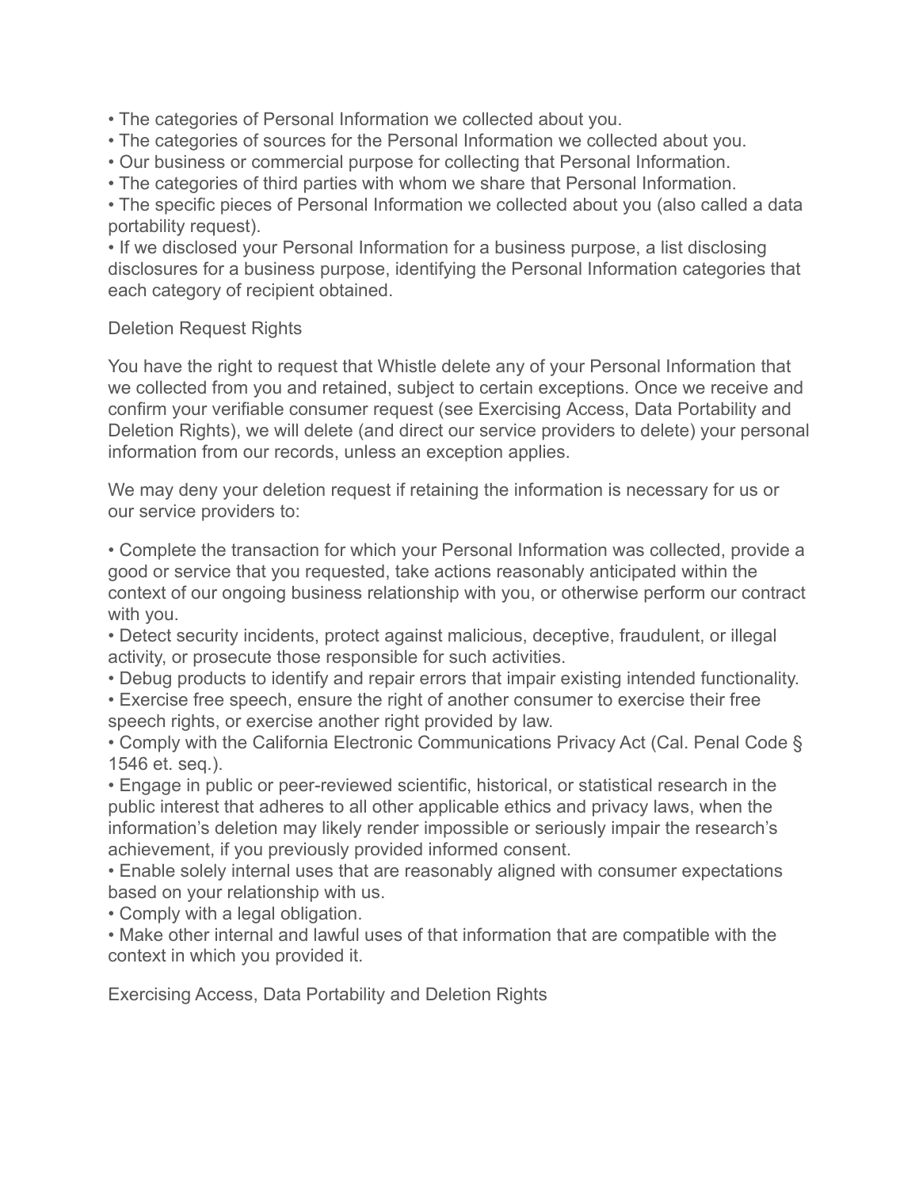- The categories of Personal Information we collected about you.
- The categories of sources for the Personal Information we collected about you.
- Our business or commercial purpose for collecting that Personal Information.
- The categories of third parties with whom we share that Personal Information.
- The specific pieces of Personal Information we collected about you (also called a data portability request).
- If we disclosed your Personal Information for a business purpose, a list disclosing disclosures for a business purpose, identifying the Personal Information categories that each category of recipient obtained.

## Deletion Request Rights

You have the right to request that Whistle delete any of your Personal Information that we collected from you and retained, subject to certain exceptions. Once we receive and confirm your verifiable consumer request (see Exercising Access, Data Portability and Deletion Rights), we will delete (and direct our service providers to delete) your personal information from our records, unless an exception applies.

We may deny your deletion request if retaining the information is necessary for us or our service providers to:

- Complete the transaction for which your Personal Information was collected, provide a good or service that you requested, take actions reasonably anticipated within the context of our ongoing business relationship with you, or otherwise perform our contract with you.
- Detect security incidents, protect against malicious, deceptive, fraudulent, or illegal activity, or prosecute those responsible for such activities.
- Debug products to identify and repair errors that impair existing intended functionality.
- Exercise free speech, ensure the right of another consumer to exercise their free speech rights, or exercise another right provided by law.
- Comply with the California Electronic Communications Privacy Act (Cal. Penal Code § 1546 et. seq.).
- Engage in public or peer-reviewed scientific, historical, or statistical research in the public interest that adheres to all other applicable ethics and privacy laws, when the information's deletion may likely render impossible or seriously impair the research's achievement, if you previously provided informed consent.
- Enable solely internal uses that are reasonably aligned with consumer expectations based on your relationship with us.
- Comply with a legal obligation.
- Make other internal and lawful uses of that information that are compatible with the context in which you provided it.

## Exercising Access, Data Portability and Deletion Rights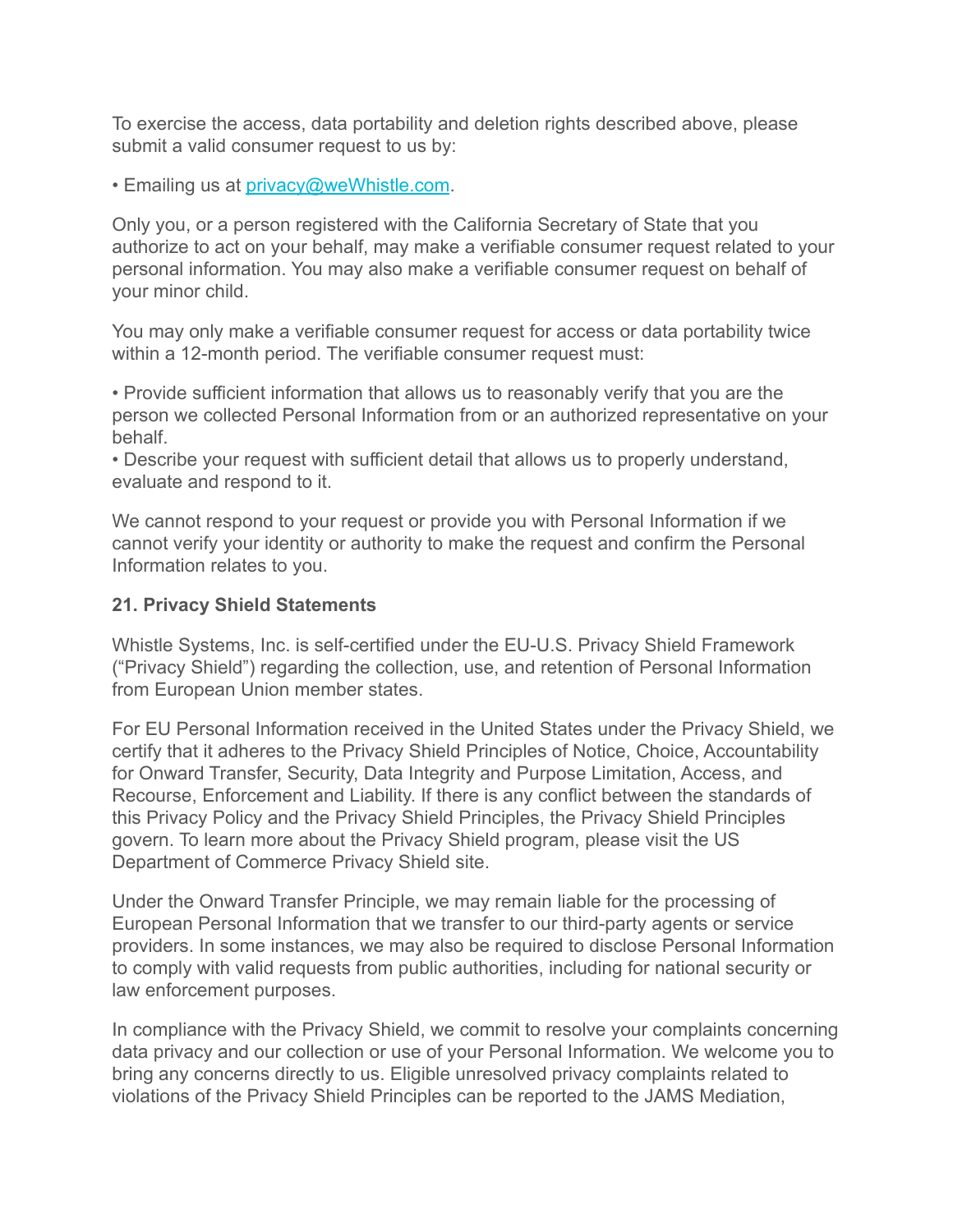To exercise the access, data portability and deletion rights described above, please submit a valid consumer request to us by:

• Emailing us at privacy@weWhistle.com.

Only you, or a person registered with the California Secretary of State that you authorize to act on your behalf, may make a verifiable consumer request related to your personal information. You may also make a verifiable consumer request on behalf of your minor child.

You may only make a verifiable consumer request for access or data portability twice within a 12-month period. The verifiable consumer request must:

• Provide sufficient information that allows us to reasonably verify that you are the person we collected Personal Information from or an authorized representative on your behalf.
• Describe your request with sufficient detail that allows us to properly understand, evaluate and respond to it.

We cannot respond to your request or provide you with Personal Information if we cannot verify your identity or authority to make the request and confirm the Personal Information relates to you.

**21. Privacy Shield Statements**

Whistle Systems, Inc. is self-certified under the EU-U.S. Privacy Shield Framework ("Privacy Shield") regarding the collection, use, and retention of Personal Information from European Union member states.

For EU Personal Information received in the United States under the Privacy Shield, we certify that it adheres to the Privacy Shield Principles of Notice, Choice, Accountability for Onward Transfer, Security, Data Integrity and Purpose Limitation, Access, and Recourse, Enforcement and Liability. If there is any conflict between the standards of this Privacy Policy and the Privacy Shield Principles, the Privacy Shield Principles govern. To learn more about the Privacy Shield program, please visit the US Department of Commerce Privacy Shield site.

Under the Onward Transfer Principle, we may remain liable for the processing of European Personal Information that we transfer to our third-party agents or service providers. In some instances, we may also be required to disclose Personal Information to comply with valid requests from public authorities, including for national security or law enforcement purposes.

In compliance with the Privacy Shield, we commit to resolve your complaints concerning data privacy and our collection or use of your Personal Information. We welcome you to bring any concerns directly to us. Eligible unresolved privacy complaints related to violations of the Privacy Shield Principles can be reported to the JAMS Mediation,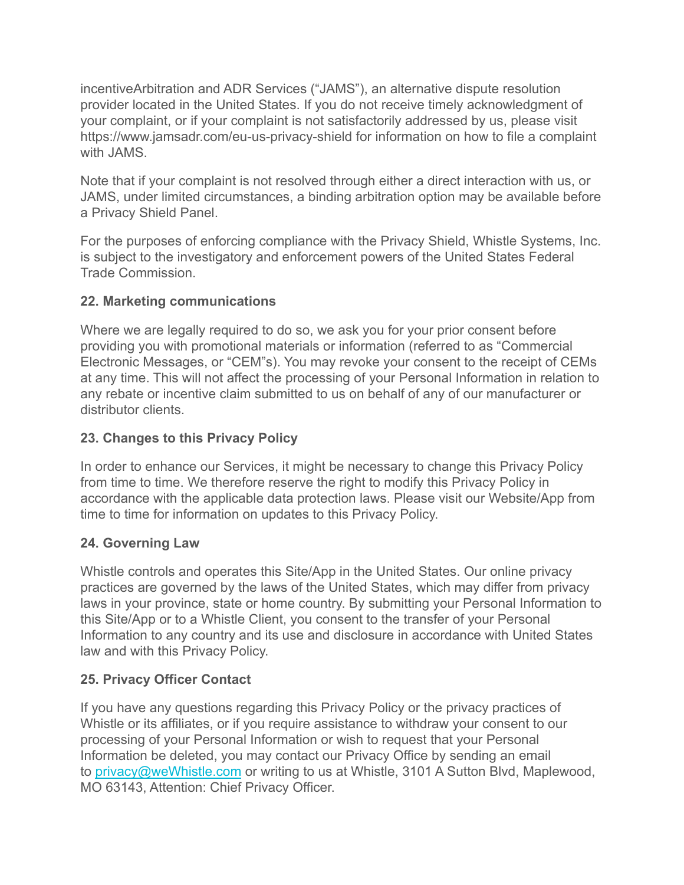incentiveArbitration and ADR Services (“JAMS”), an alternative dispute resolution provider located in the United States. If you do not receive timely acknowledgment of your complaint, or if your complaint is not satisfactorily addressed by us, please visit https://www.jamsadr.com/eu-us-privacy-shield for information on how to file a complaint with JAMS.

Note that if your complaint is not resolved through either a direct interaction with us, or JAMS, under limited circumstances, a binding arbitration option may be available before a Privacy Shield Panel.

For the purposes of enforcing compliance with the Privacy Shield, Whistle Systems, Inc. is subject to the investigatory and enforcement powers of the United States Federal Trade Commission.

**22. Marketing communications**

Where we are legally required to do so, we ask you for your prior consent before providing you with promotional materials or information (referred to as “Commercial Electronic Messages, or “CEM”s). You may revoke your consent to the receipt of CEMs at any time. This will not affect the processing of your Personal Information in relation to any rebate or incentive claim submitted to us on behalf of any of our manufacturer or distributor clients.

**23. Changes to this Privacy Policy**

In order to enhance our Services, it might be necessary to change this Privacy Policy from time to time. We therefore reserve the right to modify this Privacy Policy in accordance with the applicable data protection laws. Please visit our Website/App from time to time for information on updates to this Privacy Policy.

**24. Governing Law**

Whistle controls and operates this Site/App in the United States. Our online privacy practices are governed by the laws of the United States, which may differ from privacy laws in your province, state or home country. By submitting your Personal Information to this Site/App or to a Whistle Client, you consent to the transfer of your Personal Information to any country and its use and disclosure in accordance with United States law and with this Privacy Policy.

**25. Privacy Officer Contact**

If you have any questions regarding this Privacy Policy or the privacy practices of Whistle or its affiliates, or if you require assistance to withdraw your consent to our processing of your Personal Information or wish to request that your Personal Information be deleted, you may contact our Privacy Office by sending an email to [privacy@weWhistle.com](mailto:privacy@weWhistle.com) or writing to us at Whistle, 3101 A Sutton Blvd, Maplewood, MO 63143, Attention: Chief Privacy Officer.